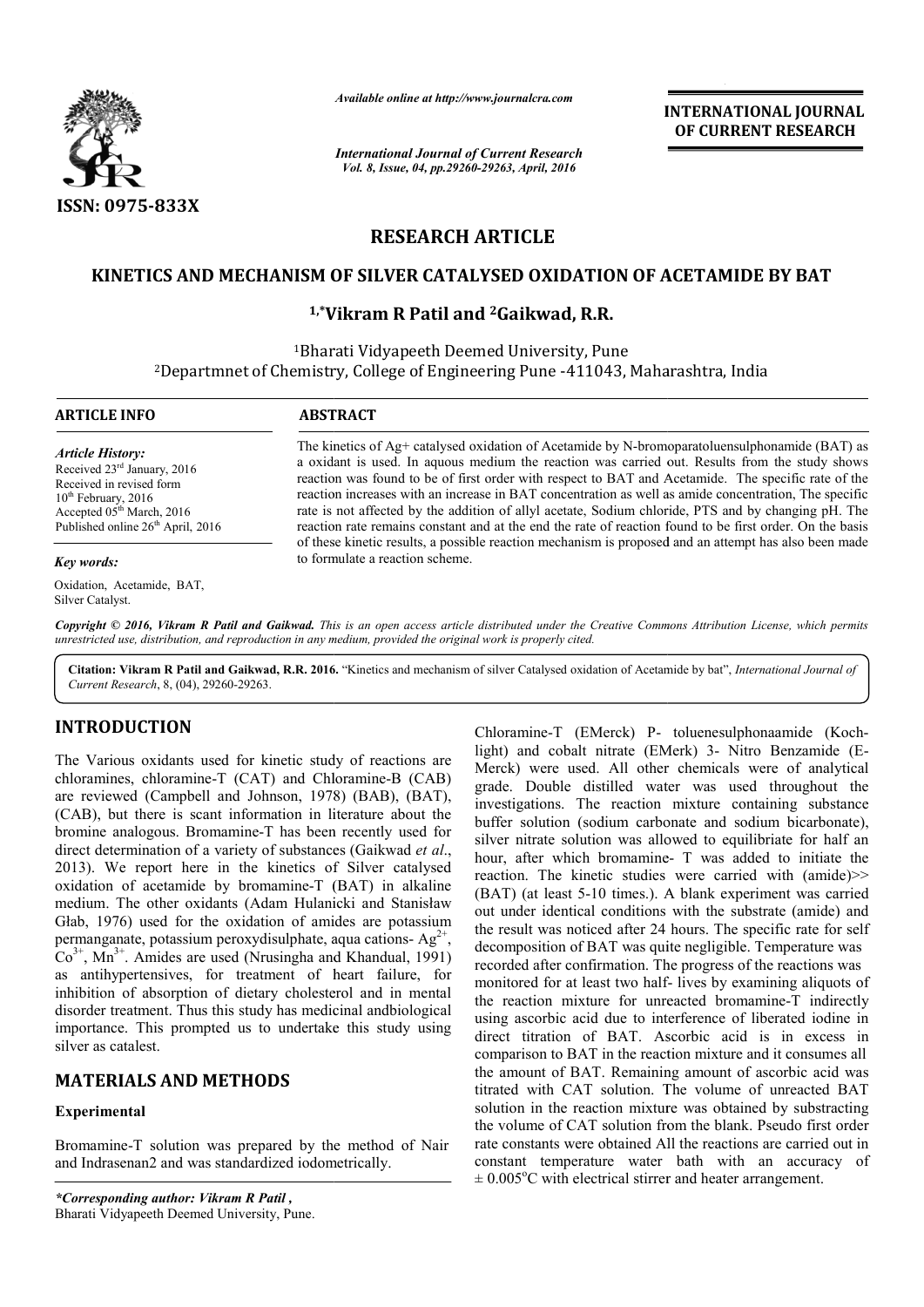ISSN: 0975-833X

*Available online at http://www.journalcra.com*

*International Journal of Current Research*
*Vol. 8, Issue, 04, pp.29260-29263, April, 2016*

**INTERNATIONAL JOURNAL OF CURRENT RESEARCH**

# RESEARCH ARTICLE

# KINETICS AND MECHANISM OF SILVER CATALYSED OXIDATION OF ACETAMIDE BY BAT

**[1,*]Vikram R Patil and [2]Gaikwad, R.R.**

[1]Bharati Vidyapeeth Deemed University, Pune
[2]Departmnet of Chemistry, College of Engineering Pune -411043, Maharashtra, India

**ARTICLE INFO**

*Article History:*
Received 23rd January, 2016
Received in revised form
10th February, 2016
Accepted 05th March, 2016
Published online 26th April, 2016

*Key words:*
Oxidation, Acetamide, BAT, Silver Catalyst.

**ABSTRACT**

The kinetics of Ag+ catalysed oxidation of Acetamide by N-bromoparatoluensulphonamide (BAT) as a oxidant is used. In aquous medium the reaction was carried out. Results from the study shows reaction was found to be of first order with respect to BAT and Acetamide. The specific rate of the reaction increases with an increase in BAT concentration as well as amide concentration, The specific rate is not affected by the addition of allyl acetate, Sodium chloride, PTS and by changing pH. The reaction rate remains constant and at the end the rate of reaction found to be first order. On the basis of these kinetic results, a possible reaction mechanism is proposed and an attempt has also been made to formulate a reaction scheme.

***Copyright © 2016, Vikram R Patil and Gaikwad.** This is an open access article distributed under the Creative Commons Attribution License, which permits unrestricted use, distribution, and reproduction in any medium, provided the original work is properly cited.*

**Citation: Vikram R Patil and Gaikwad, R.R. 2016.** "Kinetics and mechanism of silver Catalysed oxidation of Acetamide by bat", *International Journal of Current Research*, 8, (04), 29260-29263.

## INTRODUCTION

The Various oxidants used for kinetic study of reactions are chloramines, chloramine-T (CAT) and Chloramine-B (CAB) are reviewed (Campbell and Johnson, 1978) (BAB), (BAT), (CAB), but there is scant information in literature about the bromine analogous. Bromamine-T has been recently used for direct determination of a variety of substances (Gaikwad *et al*., 2013). We report here in the kinetics of Silver catalysed oxidation of acetamide by bromamine-T (BAT) in alkaline medium. The other oxidants (Adam Hulanicki and Stanisław Głab, 1976) used for the oxidation of amides are potassium permanganate, potassium peroxydisulphate, aqua cations- $Ag^{2+}$, $Co^{3+}$, $Mn^{3+}$. Amides are used (Nrusingha and Khandual, 1991) as antihypertensives, for treatment of heart failure, for inhibition of absorption of dietary cholesterol and in mental disorder treatment. Thus this study has medicinal andbiological importance. This prompted us to undertake this study using silver as catalest.

## MATERIALS AND METHODS

### Experimental

Bromamine-T solution was prepared by the method of Nair and Indrasenan2 and was standardized iodometrically. Chloramine-T (EMerck) P- toluenesulphonaamide (Koch-light) and cobalt nitrate (EMerk) 3- Nitro Benzamide (E-Merck) were used. All other chemicals were of analytical grade. Double distilled water was used throughout the investigations. The reaction mixture containing substance buffer solution (sodium carbonate and sodium bicarbonate), silver nitrate solution was allowed to equilibriate for half an hour, after which bromamine- T was added to initiate the reaction. The kinetic studies were carried with (amide)>> (BAT) (at least 5-10 times.). A blank experiment was carried out under identical conditions with the substrate (amide) and the result was noticed after 24 hours. The specific rate for self decomposition of BAT was quite negligible. Temperature was recorded after confirmation. The progress of the reactions was monitored for at least two half- lives by examining aliquots of the reaction mixture for unreacted bromamine-T indirectly using ascorbic acid due to interference of liberated iodine in direct titration of BAT. Ascorbic acid is in excess in comparison to BAT in the reaction mixture and it consumes all the amount of BAT. Remaining amount of ascorbic acid was titrated with CAT solution. The volume of unreacted BAT solution in the reaction mixture was obtained by substracting the volume of CAT solution from the blank. Pseudo first order rate constants were obtained All the reactions are carried out in constant temperature water bath with an accuracy of $\pm 0.005^{o}C$ with electrical stirrer and heater arrangement.

*\*Corresponding author: Vikram R Patil ,*
Bharati Vidyapeeth Deemed University, Pune.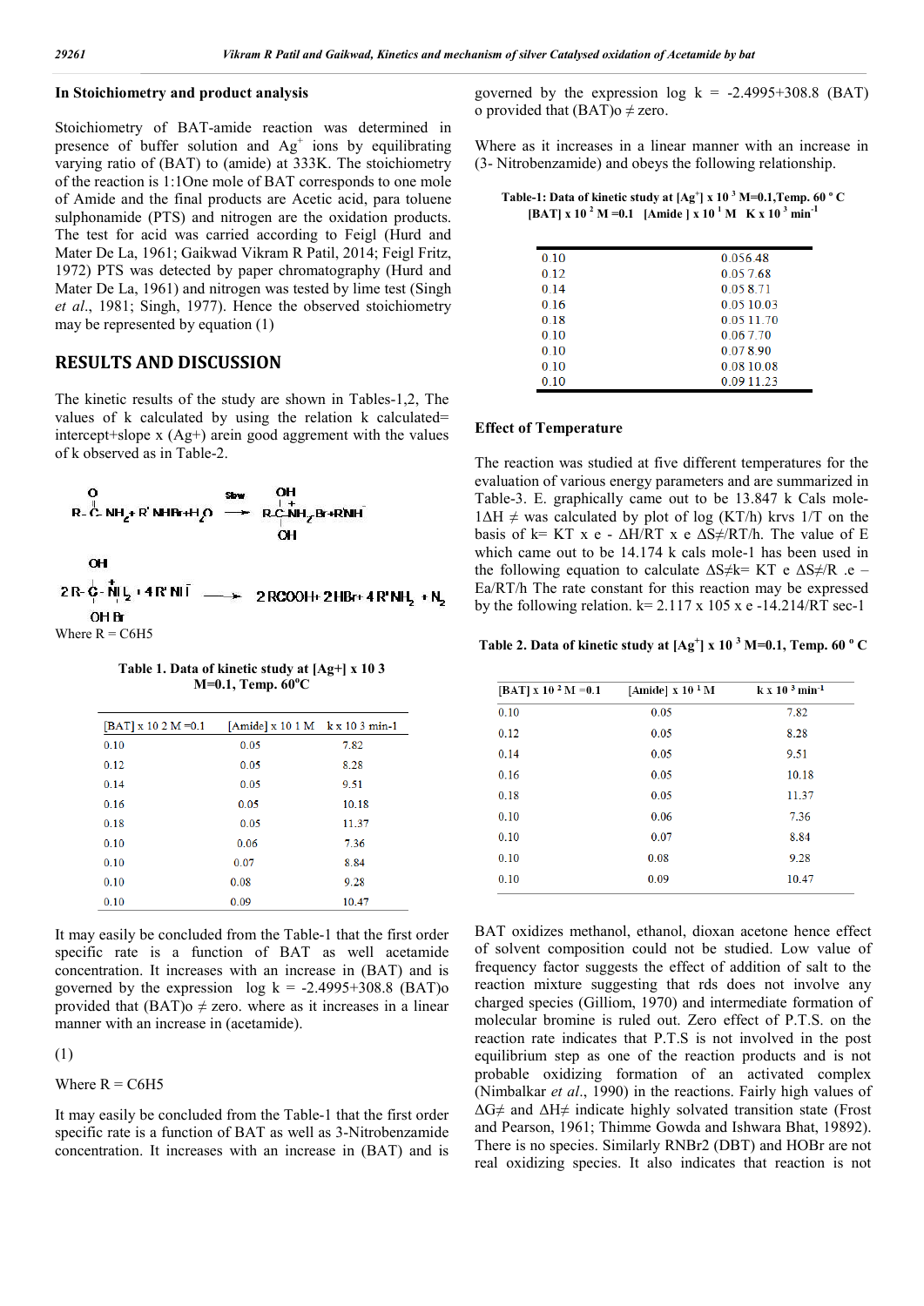### In Stoichiometry and product analysis

Stoichiometry of BAT-amide reaction was determined in presence of buffer solution and $Ag^+$ ions by equilibrating varying ratio of (BAT) to (amide) at 333K. The stoichiometry of the reaction is 1:1One mole of BAT corresponds to one mole of Amide and the final products are Acetic acid, para toluene sulphonamide (PTS) and nitrogen are the oxidation products. The test for acid was carried according to Feigl (Hurd and Mater De La, 1961; Gaikwad Vikram R Patil, 2014; Feigl Fritz, 1972) PTS was detected by paper chromatography (Hurd and Mater De La, 1961) and nitrogen was tested by lime test (Singh *et al*., 1981; Singh, 1977). Hence the observed stoichiometry may be represented by equation (1)

## RESULTS AND DISCUSSION

The kinetic results of the study are shown in Tables-1,2, The values of k calculated by using the relation k calculated= intercept+slope x (Ag+) arein good aggrement with the values of k observed as in Table-2.

$$R-\overset{O}{\overset{\|}{C}}-NH_2 + R'NHBr + H_2O \xrightarrow{Slow} R-\overset{OH}{\underset{OH}{C}}-\overset{+}{N}H_2Br + R'NH^-$$

$$2R-\overset{OH}{\underset{OH\ Br}{C}}-\overset{+}{N}H_2 + 4R'NH^- \longrightarrow 2RCOOH + 2HBr + 4R'NH_2 + N_2$$

Where R = C6H5

**Table 1. Data of kinetic study at [Ag+] x 10 3 M=0.1, Temp. 60°C**

| [BAT] x 10 2 M =0.1 | [Amide] x 10 1 M | k x 10 3 min-1 |
|---|---|---|
| 0.10 | 0.05 | 7.82 |
| 0.12 | 0.05 | 8.28 |
| 0.14 | 0.05 | 9.51 |
| 0.16 | 0.05 | 10.18 |
| 0.18 | 0.05 | 11.37 |
| 0.10 | 0.06 | 7.36 |
| 0.10 | 0.07 | 8.84 |
| 0.10 | 0.08 | 9.28 |
| 0.10 | 0.09 | 10.47 |

It may easily be concluded from the Table-1 that the first order specific rate is a function of BAT as well acetamide concentration. It increases with an increase in (BAT) and is governed by the expression log k = -2.4995+308.8 (BAT)o provided that (BAT)o ≠ zero. where as it increases in a linear manner with an increase in (acetamide).

(1)

Where R = C6H5

It may easily be concluded from the Table-1 that the first order specific rate is a function of BAT as well as 3-Nitrobenzamide concentration. It increases with an increase in (BAT) and is governed by the expression log k = -2.4995+308.8 (BAT) o provided that (BAT)o ≠ zero.

Where as it increases in a linear manner with an increase in (3- Nitrobenzamide) and obeys the following relationship.

**Table-1: Data of kinetic study at [$Ag^+$] x 10 3 M=0.1,Temp. 60 ° C [BAT] x 10 2 M =0.1 [Amide ] x 10 1 M K x 10 3 min-1**

| | |
|---|---|
| 0.10 | 0.056.48 |
| 0.12 | 0.05 7.68 |
| 0.14 | 0.05 8.71 |
| 0.16 | 0.05 10.03 |
| 0.18 | 0.05 11.70 |
| 0.10 | 0.06 7.70 |
| 0.10 | 0.07 8.90 |
| 0.10 | 0.08 10.08 |
| 0.10 | 0.09 11.23 |

### Effect of Temperature

The reaction was studied at five different temperatures for the evaluation of various energy parameters and are summarized in Table-3. E. graphically came out to be 13.847 k Cals mole-1ΔH ≠ was calculated by plot of log (KT/h) krvs 1/T on the basis of k= KT x e - ΔH/RT x e ΔS≠/RT/h. The value of E which came out to be 14.174 k cals mole-1 has been used in the following equation to calculate ΔS≠k= KT e ΔS≠/R .e – Ea/RT/h The rate constant for this reaction may be expressed by the following relation. k= 2.117 x 105 x e -14.214/RT sec-1

**Table 2. Data of kinetic study at [$Ag^+$] x 10 3 M=0.1, Temp. 60 ° C**

| [BAT] x 10 2 M =0.1 | [Amide] x 10 1 M | k x 10 3 min-1 |
|---|---|---|
| 0.10 | 0.05 | 7.82 |
| 0.12 | 0.05 | 8.28 |
| 0.14 | 0.05 | 9.51 |
| 0.16 | 0.05 | 10.18 |
| 0.18 | 0.05 | 11.37 |
| 0.10 | 0.06 | 7.36 |
| 0.10 | 0.07 | 8.84 |
| 0.10 | 0.08 | 9.28 |
| 0.10 | 0.09 | 10.47 |

BAT oxidizes methanol, ethanol, dioxan acetone hence effect of solvent composition could not be studied. Low value of frequency factor suggests the effect of addition of salt to the reaction mixture suggesting that rds does not involve any charged species (Gilliom, 1970) and intermediate formation of molecular bromine is ruled out. Zero effect of P.T.S. on the reaction rate indicates that P.T.S is not involved in the post equilibrium step as one of the reaction products and is not probable oxidizing formation of an activated complex (Nimbalkar *et al*., 1990) in the reactions. Fairly high values of ΔG≠ and ΔH≠ indicate highly solvated transition state (Frost and Pearson, 1961; Thimme Gowda and Ishwara Bhat, 19892). There is no species. Similarly RNBr2 (DBT) and HOBr are not real oxidizing species. It also indicates that reaction is not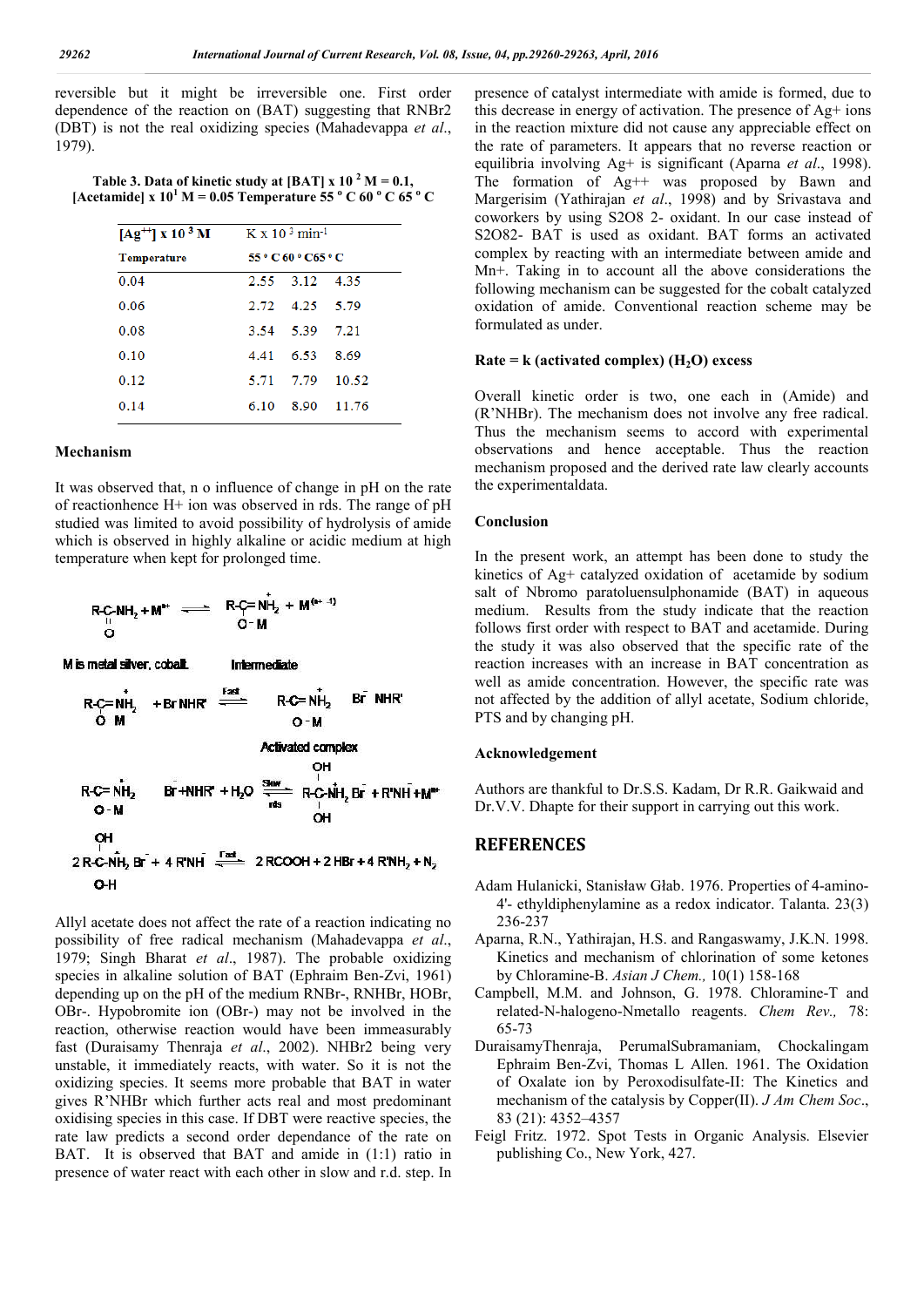reversible but it might be irreversible one. First order dependence of the reaction on (BAT) suggesting that RNBr2 (DBT) is not the real oxidizing species (Mahadevappa *et al*., 1979).

**Table 3. Data of kinetic study at [BAT] x 10 $^2$ M = 0.1, [Acetamide] x 10$^1$ M = 0.05 Temperature 55 ° C 60 ° C 65 ° C**

| $[Ag^{++}] \times 10^3$ M | K x 10 $^3$ min$^{-1}$ | | |
|---|---|---|---|
| Temperature | 55 ° C | 60 ° C | 65 ° C |
| 0.04 | 2.55 | 3.12 | 4.35 |
| 0.06 | 2.72 | 4.25 | 5.79 |
| 0.08 | 3.54 | 5.39 | 7.21 |
| 0.10 | 4.41 | 6.53 | 8.69 |
| 0.12 | 5.71 | 7.79 | 10.52 |
| 0.14 | 6.10 | 8.90 | 11.76 |

## Mechanism

It was observed that, n o influence of change in pH on the rate of reactionhence H+ ion was observed in rds. The range of pH studied was limited to avoid possibility of hydrolysis of amide which is observed in highly alkaline or acidic medium at high temperature when kept for prolonged time.

$$R\text{-}\underset{\underset{O}{\|}}{C}\text{-}NH_2 + M^{n+} \rightleftharpoons R\text{-}\underset{\underset{O-M}{|}}{C}{=}\overset{+}{N}H_2 + M^{(n-1)}$$

M is metal silver, cobalt. Intermediate

$$R\text{-}\underset{\underset{O\ M}{|}}{C}{=}\overset{+}{N}H_2 + Br\,NHR' \xrightleftharpoons{\text{Fast}} R\text{-}\underset{\underset{O-M}{|}}{C}{=}\overset{+}{N}H_2 \quad \overset{-}{Br}\ \ NHR'$$

Activated complex

$$R\text{-}\underset{\underset{O-M}{|}}{C}{=}\overset{+}{N}H_2 \quad \overset{-}{Br} + NHR' + H_2O \xrightleftharpoons[\text{rds}]{\text{Slow}} R\text{-}\overset{\overset{OH}{|}}{\underset{\underset{OH}{|}}{C}}\text{-}\overset{+}{N}H_2\,\overset{-}{Br} + R'NH + M^{n+}$$

$$2\,R\text{-}\overset{\overset{OH}{|}}{\underset{\underset{O-H}{|}}{C}}\text{-}\overset{+}{N}H_2\,\overset{-}{Br} + 4\,R'NH \xrightleftharpoons{\text{Fast}} 2\,RCOOH + 2\,HBr + 4\,R'NH_2 + N_2$$

Allyl acetate does not affect the rate of a reaction indicating no possibility of free radical mechanism (Mahadevappa *et al*., 1979; Singh Bharat *et al*., 1987). The probable oxidizing species in alkaline solution of BAT (Ephraim Ben-Zvi, 1961) depending up on the pH of the medium RNBr-, RNHBr, HOBr, OBr-. Hypobromite ion (OBr-) may not be involved in the reaction, otherwise reaction would have been immeasurably fast (Duraisamy Thenraja *et al*., 2002). NHBr2 being very unstable, it immediately reacts, with water. So it is not the oxidizing species. It seems more probable that BAT in water gives R'NHBr which further acts real and most predominant oxidising species in this case. If DBT were reactive species, the rate law predicts a second order dependance of the rate on BAT. It is observed that BAT and amide in (1:1) ratio in presence of water react with each other in slow and r.d. step. In presence of catalyst intermediate with amide is formed, due to this decrease in energy of activation. The presence of Ag+ ions in the reaction mixture did not cause any appreciable effect on the rate of parameters. It appears that no reverse reaction or equilibria involving Ag+ is significant (Aparna *et al*., 1998). The formation of Ag++ was proposed by Bawn and Margerisim (Yathirajan *et al*., 1998) and by Srivastava and coworkers by using S2O8 2- oxidant. In our case instead of S2O82- BAT is used as oxidant. BAT forms an activated complex by reacting with an intermediate between amide and Mn+. Taking in to account all the above considerations the following mechanism can be suggested for the cobalt catalyzed oxidation of amide. Conventional reaction scheme may be formulated as under.

**Rate = k (activated complex) ($H_2O$) excess**

Overall kinetic order is two, one each in (Amide) and (R'NHBr). The mechanism does not involve any free radical. Thus the mechanism seems to accord with experimental observations and hence acceptable. Thus the reaction mechanism proposed and the derived rate law clearly accounts the experimentaldata.

## Conclusion

In the present work, an attempt has been done to study the kinetics of Ag+ catalyzed oxidation of acetamide by sodium salt of Nbromo paratoluensulphonamide (BAT) in aqueous medium. Results from the study indicate that the reaction follows first order with respect to BAT and acetamide. During the study it was also observed that the specific rate of the reaction increases with an increase in BAT concentration as well as amide concentration. However, the specific rate was not affected by the addition of allyl acetate, Sodium chloride, PTS and by changing pH.

## Acknowledgement

Authors are thankful to Dr.S.S. Kadam, Dr R.R. Gaikwaid and Dr.V.V. Dhapte for their support in carrying out this work.

## REFERENCES

- Adam Hulanicki, Stanisław Głab. 1976. Properties of 4-amino-4'- ethyldiphenylamine as a redox indicator. Talanta. 23(3) 236-237
- Aparna, R.N., Yathirajan, H.S. and Rangaswamy, J.K.N. 1998. Kinetics and mechanism of chlorination of some ketones by Chloramine-B. *Asian J Chem.,* 10(1) 158-168
- Campbell, M.M. and Johnson, G. 1978. Chloramine-T and related-N-halogeno-Nmetallo reagents. *Chem Rev.,* 78: 65-73
- DuraisamyThenraja, PerumalSubramaniam, Chockalingam Ephraim Ben-Zvi, Thomas L Allen. 1961. The Oxidation of Oxalate ion by Peroxodisulfate-II: The Kinetics and mechanism of the catalysis by Copper(II). *J Am Chem Soc*., 83 (21): 4352–4357
- Feigl Fritz. 1972. Spot Tests in Organic Analysis. Elsevier publishing Co., New York, 427.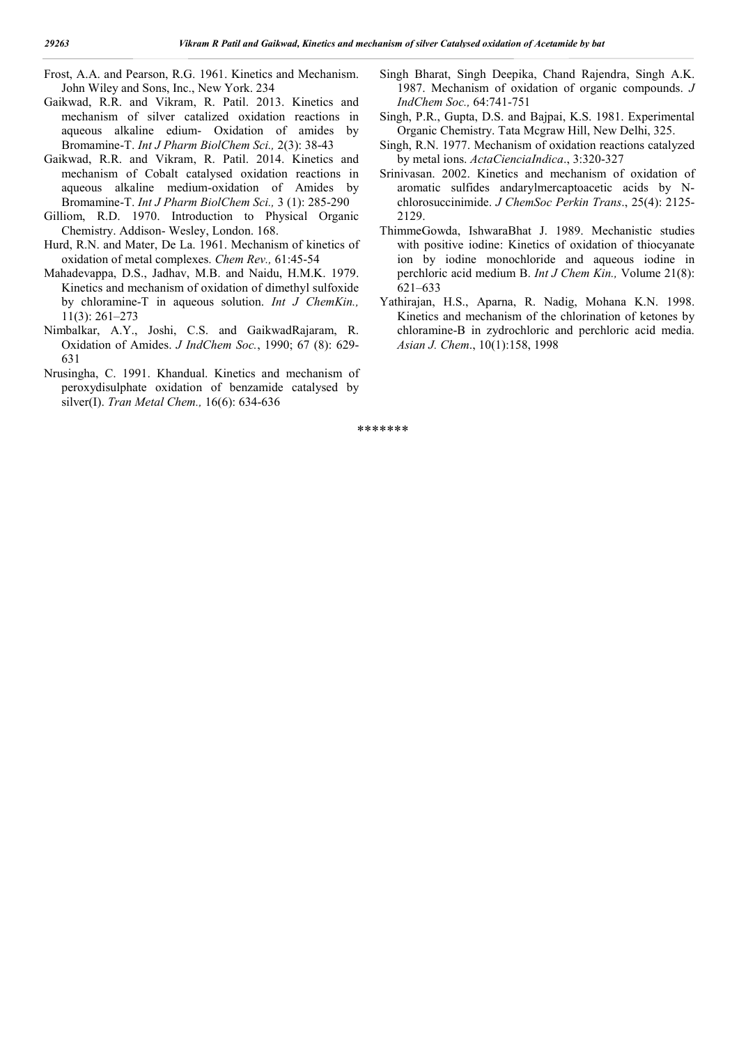Frost, A.A. and Pearson, R.G. 1961. Kinetics and Mechanism. John Wiley and Sons, Inc., New York. 234

Gaikwad, R.R. and Vikram, R. Patil. 2013. Kinetics and mechanism of silver catalized oxidation reactions in aqueous alkaline edium- Oxidation of amides by Bromamine-T. *Int J Pharm BiolChem Sci.,* 2(3): 38-43

Gaikwad, R.R. and Vikram, R. Patil. 2014. Kinetics and mechanism of Cobalt catalysed oxidation reactions in aqueous alkaline medium-oxidation of Amides by Bromamine-T. *Int J Pharm BiolChem Sci.,* 3 (1): 285-290

Gilliom, R.D. 1970. Introduction to Physical Organic Chemistry. Addison- Wesley, London. 168.

Hurd, R.N. and Mater, De La. 1961. Mechanism of kinetics of oxidation of metal complexes. *Chem Rev.,* 61:45-54

Mahadevappa, D.S., Jadhav, M.B. and Naidu, H.M.K. 1979. Kinetics and mechanism of oxidation of dimethyl sulfoxide by chloramine-T in aqueous solution. *Int J ChemKin.,* 11(3): 261–273

Nimbalkar, A.Y., Joshi, C.S. and GaikwadRajaram, R. Oxidation of Amides. *J IndChem Soc.*, 1990; 67 (8): 629-631

Nrusingha, C. 1991. Khandual. Kinetics and mechanism of peroxydisulphate oxidation of benzamide catalysed by silver(I). *Tran Metal Chem.,* 16(6): 634-636

Singh Bharat, Singh Deepika, Chand Rajendra, Singh A.K. 1987. Mechanism of oxidation of organic compounds. *J IndChem Soc.,* 64:741-751

Singh, P.R., Gupta, D.S. and Bajpai, K.S. 1981. Experimental Organic Chemistry. Tata Mcgraw Hill, New Delhi, 325.

Singh, R.N. 1977. Mechanism of oxidation reactions catalyzed by metal ions. *ActaCienciaIndica*., 3:320-327

Srinivasan. 2002. Kinetics and mechanism of oxidation of aromatic sulfides andarylmercaptoacetic acids by N-chlorosuccinimide. *J ChemSoc Perkin Trans*., 25(4): 2125-2129.

ThimmeGowda, IshwaraBhat J. 1989. Mechanistic studies with positive iodine: Kinetics of oxidation of thiocyanate ion by iodine monochloride and aqueous iodine in perchloric acid medium B. *Int J Chem Kin.,* Volume 21(8): 621–633

Yathirajan, H.S., Aparna, R. Nadig, Mohana K.N. 1998. Kinetics and mechanism of the chlorination of ketones by chloramine-B in zydrochloric and perchloric acid media. *Asian J. Chem*., 10(1):158, 1998

*******